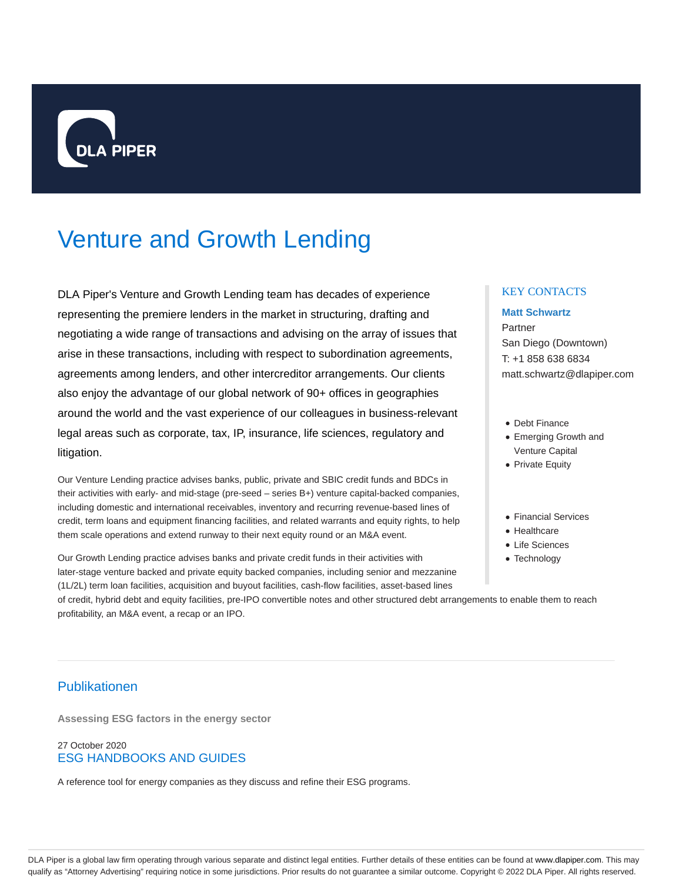DLA PIPER

# Venture and Growth Lending

DLA Piper's Venture and Growth Lending team has decades of experience representing the premiere lenders in the market in structuring, drafting and negotiating a wide range of transactions and advising on the array of issues that arise in these transactions, including with respect to subordination agreements, agreements among lenders, and other intercreditor arrangements. Our clients also enjoy the advantage of our global network of 90+ offices in geographies around the world and the vast experience of our colleagues in business-relevant legal areas such as corporate, tax, IP, insurance, life sciences, regulatory and litigation.

Our Venture Lending practice advises banks, public, private and SBIC credit funds and BDCs in their activities with early- and mid-stage (pre-seed – series B+) venture capital-backed companies, including domestic and international receivables, inventory and recurring revenue-based lines of credit, term loans and equipment financing facilities, and related warrants and equity rights, to help them scale operations and extend runway to their next equity round or an M&A event.

Our Growth Lending practice advises banks and private credit funds in their activities with later-stage venture backed and private equity backed companies, including senior and mezzanine (1L/2L) term loan facilities, acquisition and buyout facilities, cash-flow facilities, asset-based lines of credit, hybrid debt and equity facilities, pre-IPO convertible notes and other structured debt arrangements to enable them to reach profitability, an M&A event, a recap or an IPO.

### KEY CONTACTS

**Matt Schwartz**
Partner
San Diego (Downtown)
T: +1 858 638 6834
matt.schwartz@dlapiper.com

- Debt Finance
- Emerging Growth and Venture Capital
- Private Equity

- Financial Services
- Healthcare
- Life Sciences
- Technology

## Publikationen

**Assessing ESG factors in the energy sector**

27 October 2020
ESG HANDBOOKS AND GUIDES

A reference tool for energy companies as they discuss and refine their ESG programs.

DLA Piper is a global law firm operating through various separate and distinct legal entities. Further details of these entities can be found at www.dlapiper.com. This may qualify as "Attorney Advertising" requiring notice in some jurisdictions. Prior results do not guarantee a similar outcome. Copyright © 2022 DLA Piper. All rights reserved.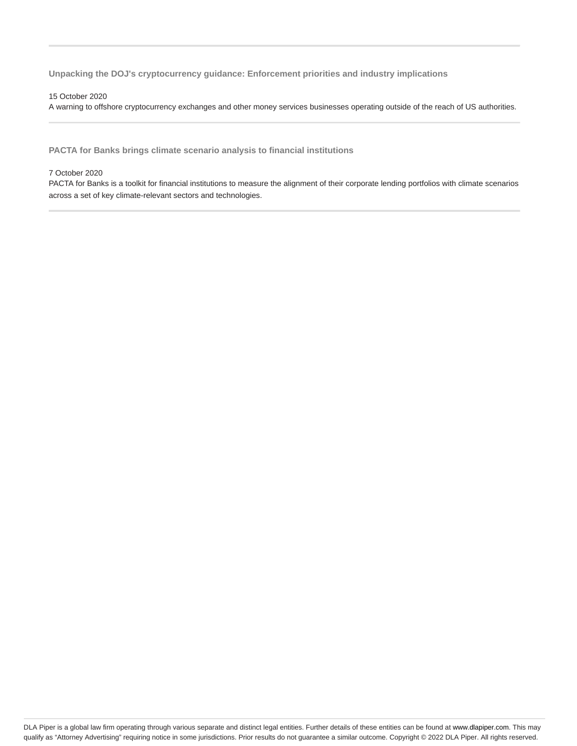**Unpacking the DOJ's cryptocurrency guidance: Enforcement priorities and industry implications**

15 October 2020

A warning to offshore cryptocurrency exchanges and other money services businesses operating outside of the reach of US authorities.

**PACTA for Banks brings climate scenario analysis to financial institutions**

7 October 2020

PACTA for Banks is a toolkit for financial institutions to measure the alignment of their corporate lending portfolios with climate scenarios across a set of key climate-relevant sectors and technologies.

DLA Piper is a global law firm operating through various separate and distinct legal entities. Further details of these entities can be found at www.dlapiper.com. This may qualify as "Attorney Advertising" requiring notice in some jurisdictions. Prior results do not guarantee a similar outcome. Copyright © 2022 DLA Piper. All rights reserved.